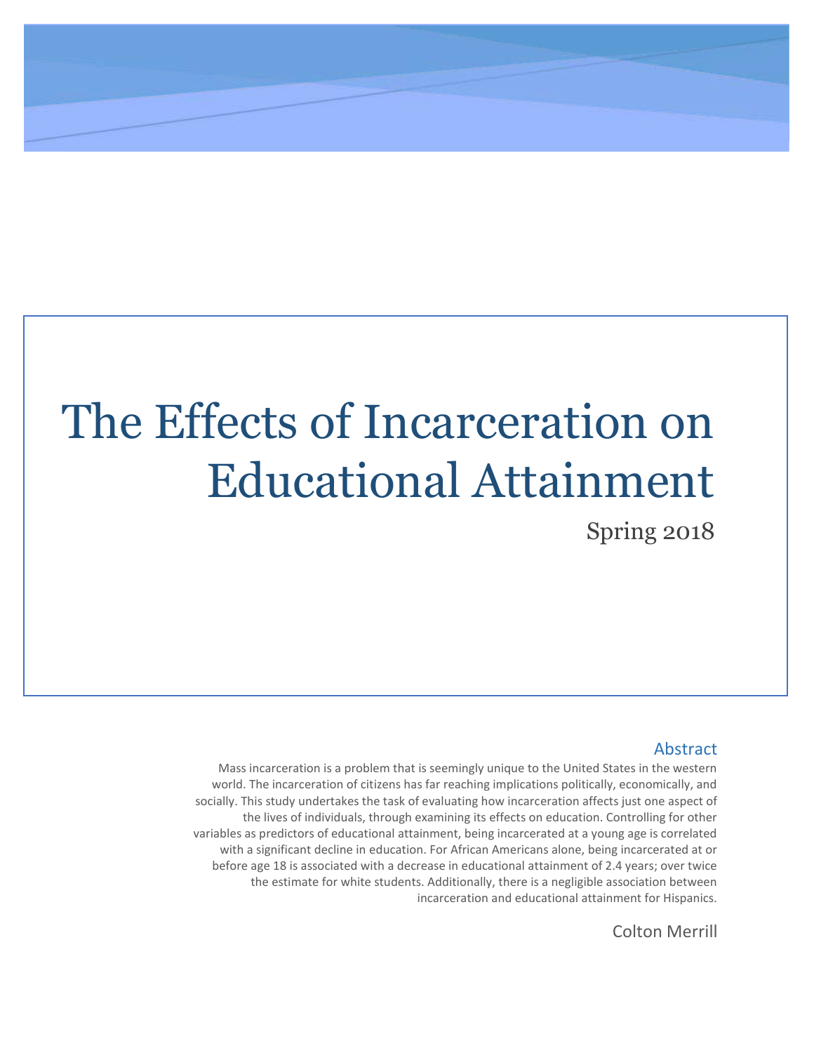# The Effects of Incarceration on Educational Attainment

Spring 2018

## Abstract

Mass incarceration is a problem that is seemingly unique to the United States in the western world. The incarceration of citizens has far reaching implications politically, economically, and socially. This study undertakes the task of evaluating how incarceration affects just one aspect of the lives of individuals, through examining its effects on education. Controlling for other variables as predictors of educational attainment, being incarcerated at a young age is correlated with a significant decline in education. For African Americans alone, being incarcerated at or before age 18 is associated with a decrease in educational attainment of 2.4 years; over twice the estimate for white students. Additionally, there is a negligible association between incarceration and educational attainment for Hispanics.

Colton Merrill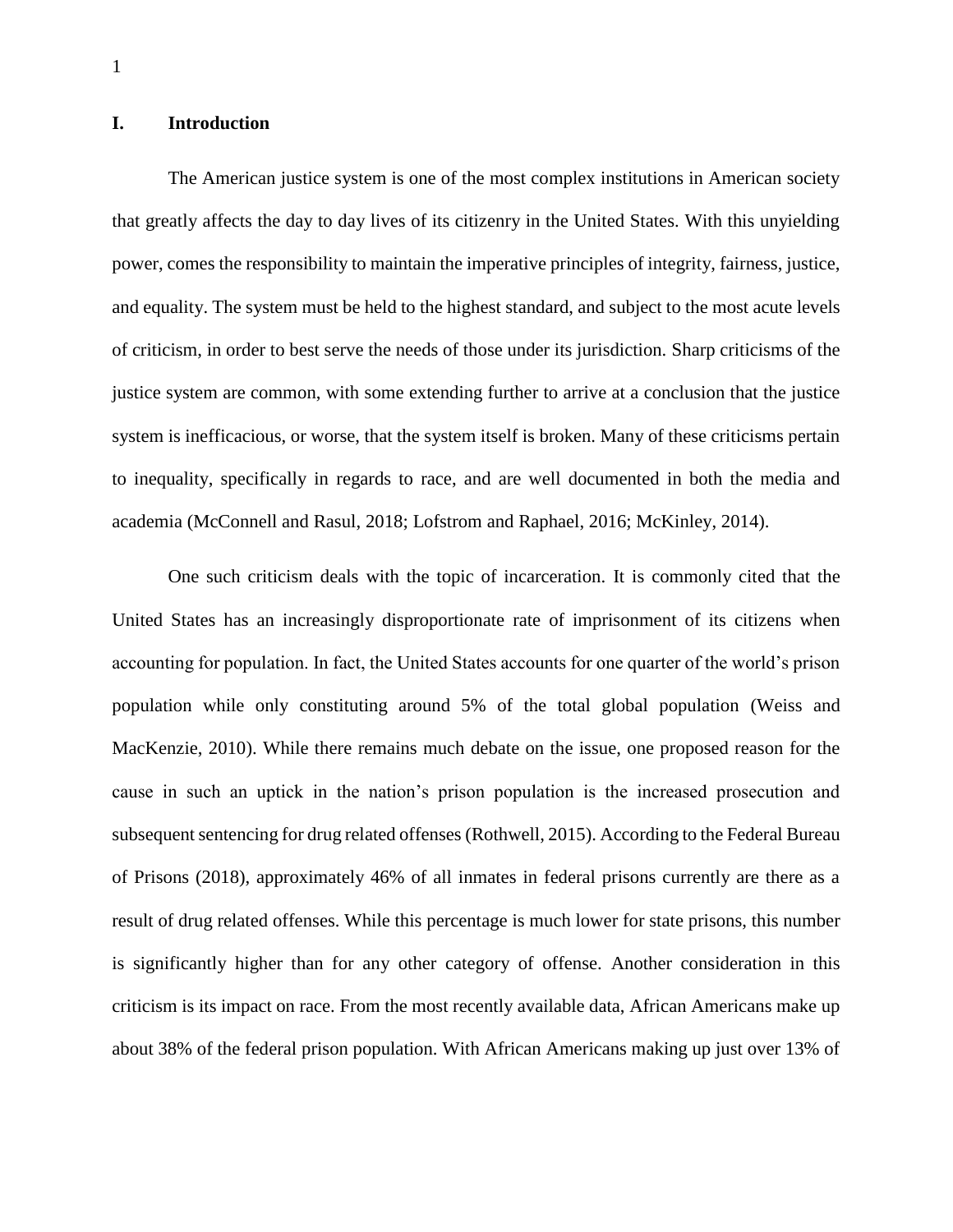## I. Introduction

The American justice system is one of the most complex institutions in American society that greatly affects the day to day lives of its citizenry in the United States. With this unyielding power, comes the responsibility to maintain the imperative principles of integrity, fairness, justice, and equality. The system must be held to the highest standard, and subject to the most acute levels of criticism, in order to best serve the needs of those under its jurisdiction. Sharp criticisms of the justice system are common, with some extending further to arrive at a conclusion that the justice system is inefficacious, or worse, that the system itself is broken. Many of these criticisms pertain to inequality, specifically in regards to race, and are well documented in both the media and academia (McConnell and Rasul, 2018; Lofstrom and Raphael, 2016; McKinley, 2014).

One such criticism deals with the topic of incarceration. It is commonly cited that the United States has an increasingly disproportionate rate of imprisonment of its citizens when accounting for population. In fact, the United States accounts for one quarter of the world's prison population while only constituting around 5% of the total global population (Weiss and MacKenzie, 2010). While there remains much debate on the issue, one proposed reason for the cause in such an uptick in the nation's prison population is the increased prosecution and subsequent sentencing for drug related offenses (Rothwell, 2015). According to the Federal Bureau of Prisons (2018), approximately 46% of all inmates in federal prisons currently are there as a result of drug related offenses. While this percentage is much lower for state prisons, this number is significantly higher than for any other category of offense. Another consideration in this criticism is its impact on race. From the most recently available data, African Americans make up about 38% of the federal prison population. With African Americans making up just over 13% of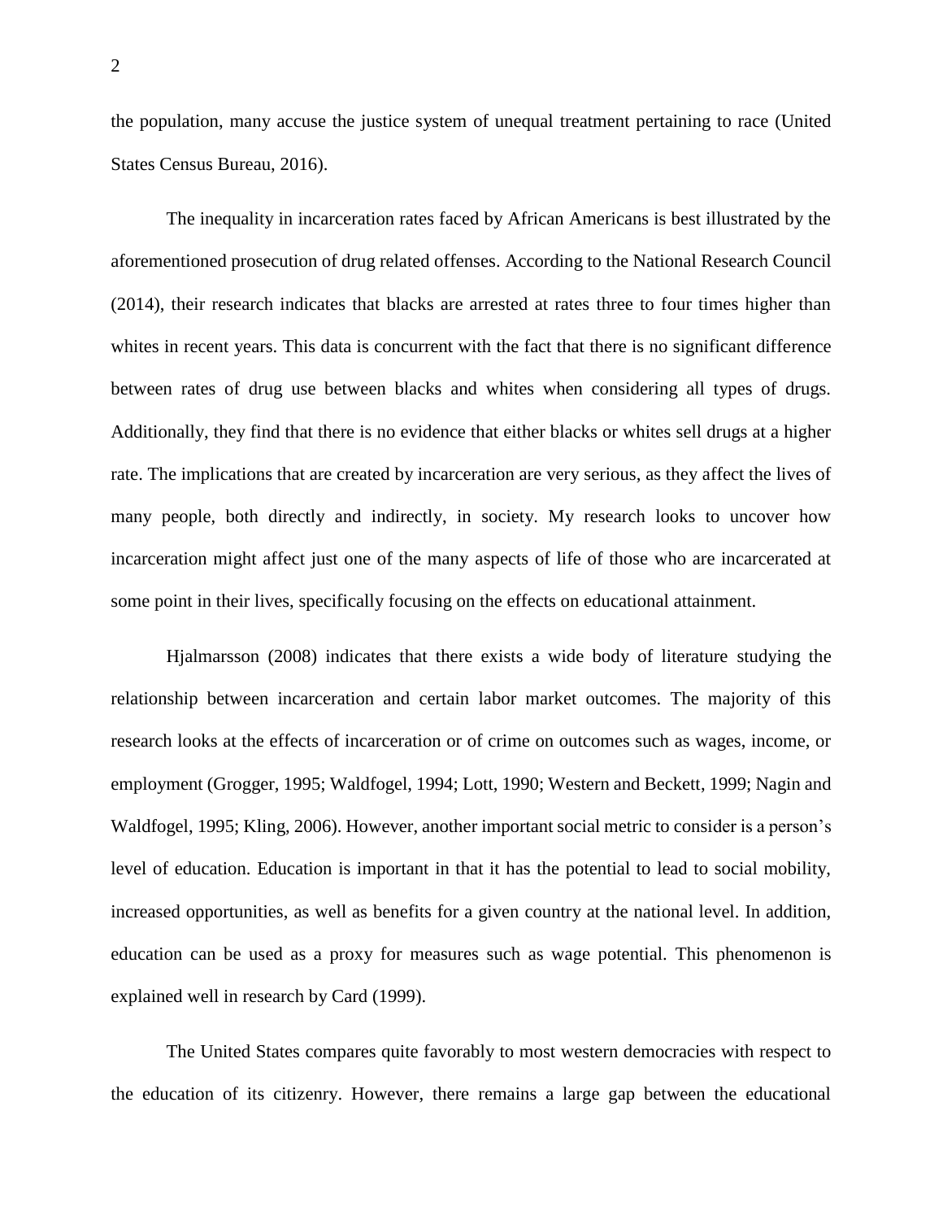the population, many accuse the justice system of unequal treatment pertaining to race (United States Census Bureau, 2016).

The inequality in incarceration rates faced by African Americans is best illustrated by the aforementioned prosecution of drug related offenses. According to the National Research Council (2014), their research indicates that blacks are arrested at rates three to four times higher than whites in recent years. This data is concurrent with the fact that there is no significant difference between rates of drug use between blacks and whites when considering all types of drugs. Additionally, they find that there is no evidence that either blacks or whites sell drugs at a higher rate. The implications that are created by incarceration are very serious, as they affect the lives of many people, both directly and indirectly, in society. My research looks to uncover how incarceration might affect just one of the many aspects of life of those who are incarcerated at some point in their lives, specifically focusing on the effects on educational attainment.

Hjalmarsson (2008) indicates that there exists a wide body of literature studying the relationship between incarceration and certain labor market outcomes. The majority of this research looks at the effects of incarceration or of crime on outcomes such as wages, income, or employment (Grogger, 1995; Waldfogel, 1994; Lott, 1990; Western and Beckett, 1999; Nagin and Waldfogel, 1995; Kling, 2006). However, another important social metric to consider is a person's level of education. Education is important in that it has the potential to lead to social mobility, increased opportunities, as well as benefits for a given country at the national level. In addition, education can be used as a proxy for measures such as wage potential. This phenomenon is explained well in research by Card (1999).

The United States compares quite favorably to most western democracies with respect to the education of its citizenry. However, there remains a large gap between the educational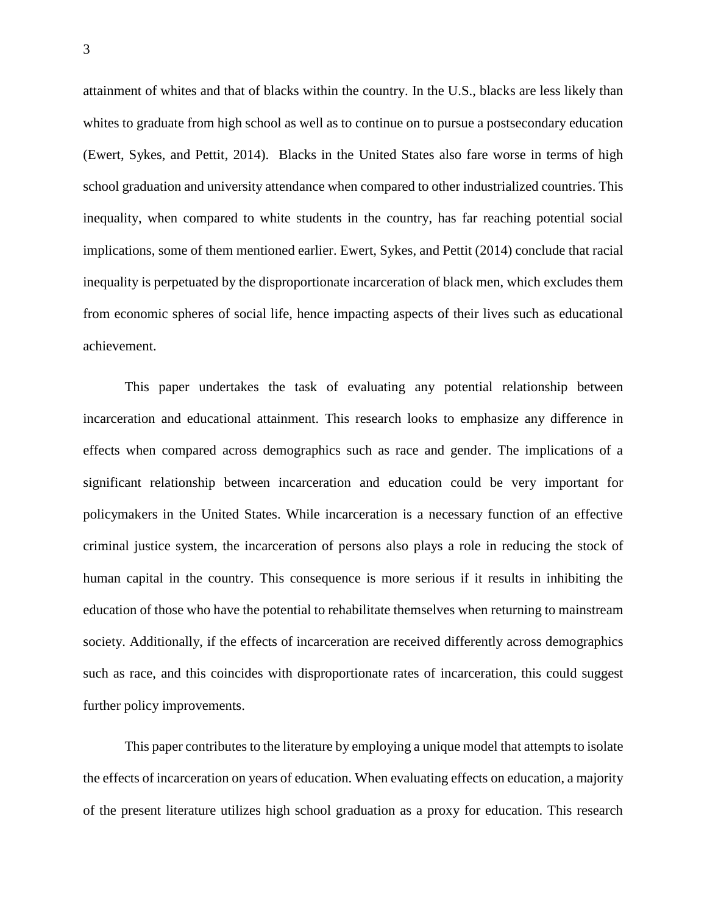attainment of whites and that of blacks within the country. In the U.S., blacks are less likely than whites to graduate from high school as well as to continue on to pursue a postsecondary education (Ewert, Sykes, and Pettit, 2014). Blacks in the United States also fare worse in terms of high school graduation and university attendance when compared to other industrialized countries. This inequality, when compared to white students in the country, has far reaching potential social implications, some of them mentioned earlier. Ewert, Sykes, and Pettit (2014) conclude that racial inequality is perpetuated by the disproportionate incarceration of black men, which excludes them from economic spheres of social life, hence impacting aspects of their lives such as educational achievement.

This paper undertakes the task of evaluating any potential relationship between incarceration and educational attainment. This research looks to emphasize any difference in effects when compared across demographics such as race and gender. The implications of a significant relationship between incarceration and education could be very important for policymakers in the United States. While incarceration is a necessary function of an effective criminal justice system, the incarceration of persons also plays a role in reducing the stock of human capital in the country. This consequence is more serious if it results in inhibiting the education of those who have the potential to rehabilitate themselves when returning to mainstream society. Additionally, if the effects of incarceration are received differently across demographics such as race, and this coincides with disproportionate rates of incarceration, this could suggest further policy improvements.

This paper contributes to the literature by employing a unique model that attempts to isolate the effects of incarceration on years of education. When evaluating effects on education, a majority of the present literature utilizes high school graduation as a proxy for education. This research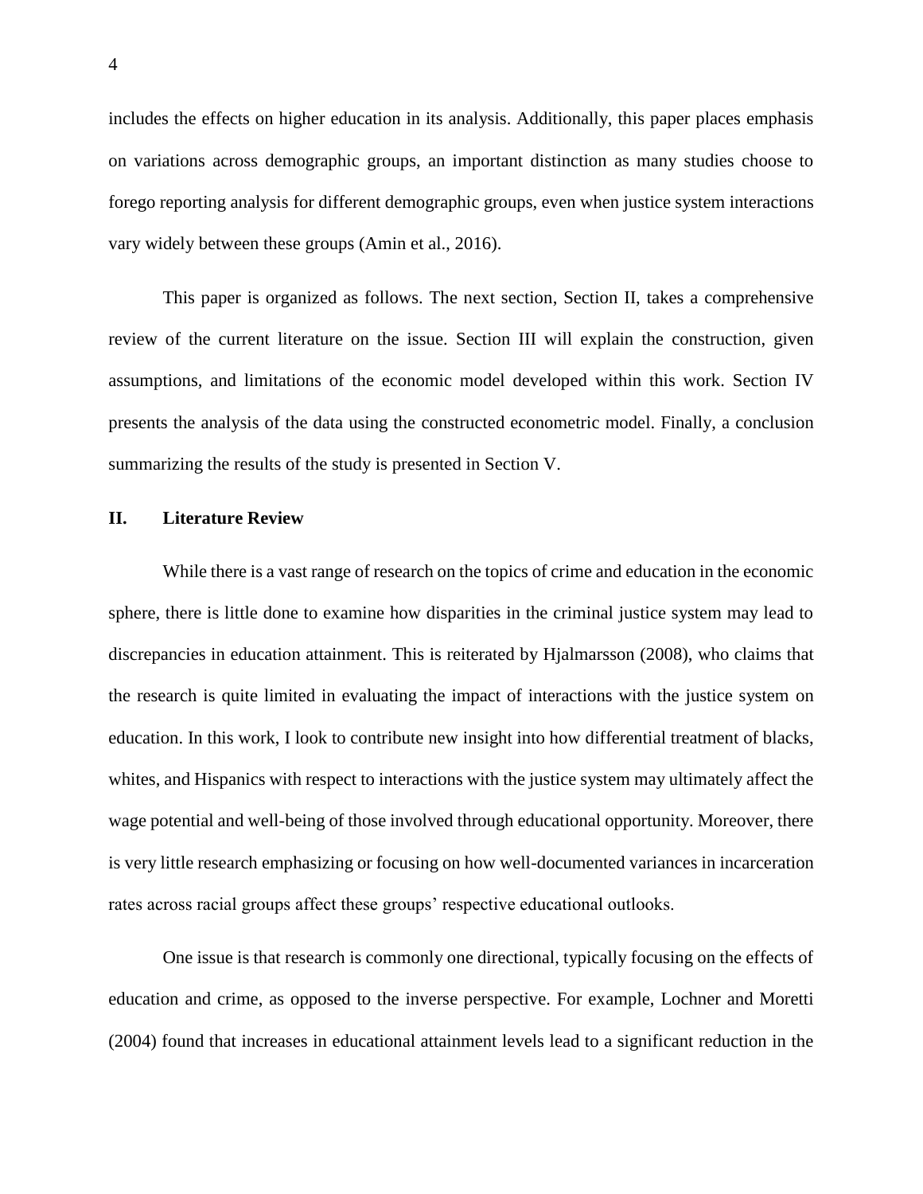includes the effects on higher education in its analysis. Additionally, this paper places emphasis on variations across demographic groups, an important distinction as many studies choose to forego reporting analysis for different demographic groups, even when justice system interactions vary widely between these groups (Amin et al., 2016).

This paper is organized as follows. The next section, Section II, takes a comprehensive review of the current literature on the issue. Section III will explain the construction, given assumptions, and limitations of the economic model developed within this work. Section IV presents the analysis of the data using the constructed econometric model. Finally, a conclusion summarizing the results of the study is presented in Section V.

## II. Literature Review

While there is a vast range of research on the topics of crime and education in the economic sphere, there is little done to examine how disparities in the criminal justice system may lead to discrepancies in education attainment. This is reiterated by Hjalmarsson (2008), who claims that the research is quite limited in evaluating the impact of interactions with the justice system on education. In this work, I look to contribute new insight into how differential treatment of blacks, whites, and Hispanics with respect to interactions with the justice system may ultimately affect the wage potential and well-being of those involved through educational opportunity. Moreover, there is very little research emphasizing or focusing on how well-documented variances in incarceration rates across racial groups affect these groups' respective educational outlooks.

One issue is that research is commonly one directional, typically focusing on the effects of education and crime, as opposed to the inverse perspective. For example, Lochner and Moretti (2004) found that increases in educational attainment levels lead to a significant reduction in the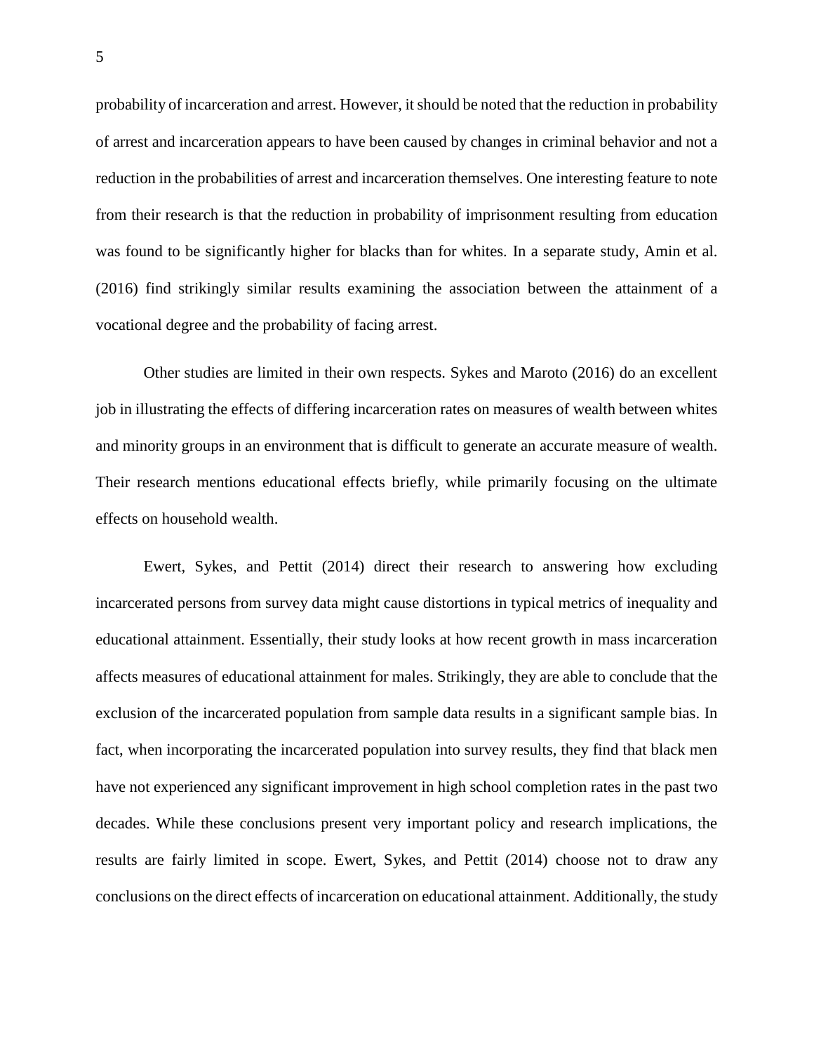probability of incarceration and arrest. However, it should be noted that the reduction in probability of arrest and incarceration appears to have been caused by changes in criminal behavior and not a reduction in the probabilities of arrest and incarceration themselves. One interesting feature to note from their research is that the reduction in probability of imprisonment resulting from education was found to be significantly higher for blacks than for whites. In a separate study, Amin et al. (2016) find strikingly similar results examining the association between the attainment of a vocational degree and the probability of facing arrest.

Other studies are limited in their own respects. Sykes and Maroto (2016) do an excellent job in illustrating the effects of differing incarceration rates on measures of wealth between whites and minority groups in an environment that is difficult to generate an accurate measure of wealth. Their research mentions educational effects briefly, while primarily focusing on the ultimate effects on household wealth.

Ewert, Sykes, and Pettit (2014) direct their research to answering how excluding incarcerated persons from survey data might cause distortions in typical metrics of inequality and educational attainment. Essentially, their study looks at how recent growth in mass incarceration affects measures of educational attainment for males. Strikingly, they are able to conclude that the exclusion of the incarcerated population from sample data results in a significant sample bias. In fact, when incorporating the incarcerated population into survey results, they find that black men have not experienced any significant improvement in high school completion rates in the past two decades. While these conclusions present very important policy and research implications, the results are fairly limited in scope. Ewert, Sykes, and Pettit (2014) choose not to draw any conclusions on the direct effects of incarceration on educational attainment. Additionally, the study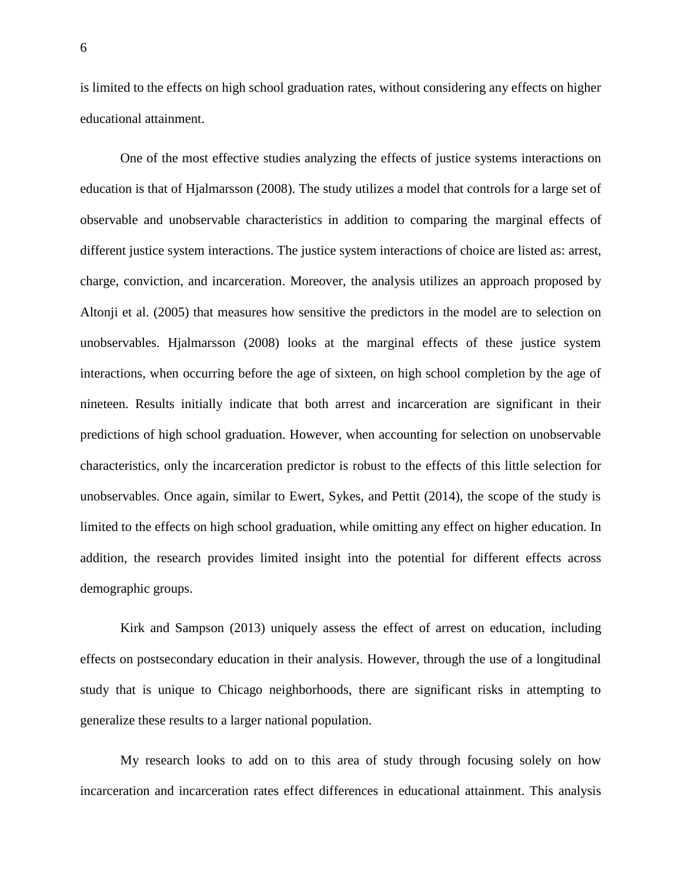is limited to the effects on high school graduation rates, without considering any effects on higher educational attainment.

One of the most effective studies analyzing the effects of justice systems interactions on education is that of Hjalmarsson (2008). The study utilizes a model that controls for a large set of observable and unobservable characteristics in addition to comparing the marginal effects of different justice system interactions. The justice system interactions of choice are listed as: arrest, charge, conviction, and incarceration. Moreover, the analysis utilizes an approach proposed by Altonji et al. (2005) that measures how sensitive the predictors in the model are to selection on unobservables. Hjalmarsson (2008) looks at the marginal effects of these justice system interactions, when occurring before the age of sixteen, on high school completion by the age of nineteen. Results initially indicate that both arrest and incarceration are significant in their predictions of high school graduation. However, when accounting for selection on unobservable characteristics, only the incarceration predictor is robust to the effects of this little selection for unobservables. Once again, similar to Ewert, Sykes, and Pettit (2014), the scope of the study is limited to the effects on high school graduation, while omitting any effect on higher education. In addition, the research provides limited insight into the potential for different effects across demographic groups.

Kirk and Sampson (2013) uniquely assess the effect of arrest on education, including effects on postsecondary education in their analysis. However, through the use of a longitudinal study that is unique to Chicago neighborhoods, there are significant risks in attempting to generalize these results to a larger national population.

My research looks to add on to this area of study through focusing solely on how incarceration and incarceration rates effect differences in educational attainment. This analysis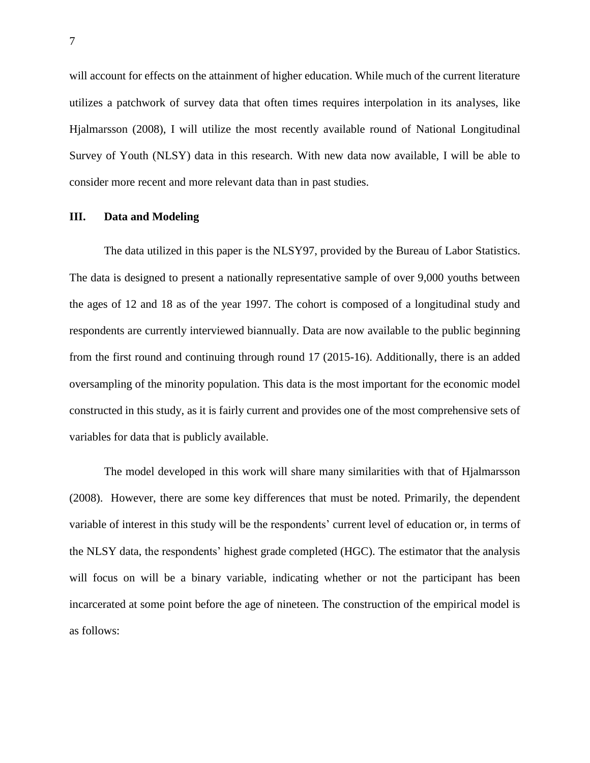will account for effects on the attainment of higher education. While much of the current literature utilizes a patchwork of survey data that often times requires interpolation in its analyses, like Hjalmarsson (2008), I will utilize the most recently available round of National Longitudinal Survey of Youth (NLSY) data in this research. With new data now available, I will be able to consider more recent and more relevant data than in past studies.

## III. Data and Modeling

The data utilized in this paper is the NLSY97, provided by the Bureau of Labor Statistics. The data is designed to present a nationally representative sample of over 9,000 youths between the ages of 12 and 18 as of the year 1997. The cohort is composed of a longitudinal study and respondents are currently interviewed biannually. Data are now available to the public beginning from the first round and continuing through round 17 (2015-16). Additionally, there is an added oversampling of the minority population. This data is the most important for the economic model constructed in this study, as it is fairly current and provides one of the most comprehensive sets of variables for data that is publicly available.

The model developed in this work will share many similarities with that of Hjalmarsson (2008). However, there are some key differences that must be noted. Primarily, the dependent variable of interest in this study will be the respondents' current level of education or, in terms of the NLSY data, the respondents' highest grade completed (HGC). The estimator that the analysis will focus on will be a binary variable, indicating whether or not the participant has been incarcerated at some point before the age of nineteen. The construction of the empirical model is as follows: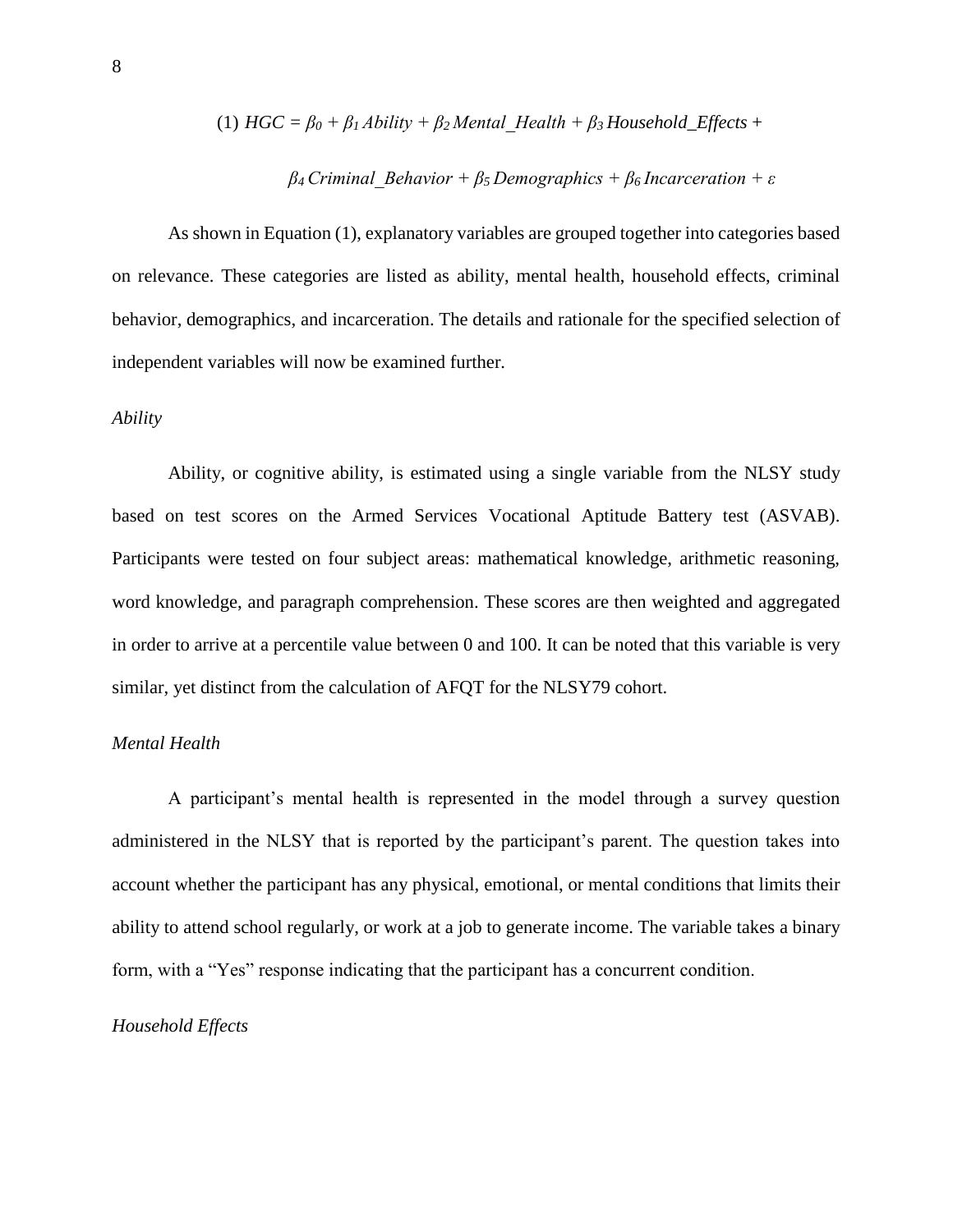$$(1)\ HGC = \beta_0 + \beta_1 Ability + \beta_2 Mental\_Health + \beta_3 Household\_Effects + \beta_4 Criminal\_Behavior + \beta_5 Demographics + \beta_6 Incarceration + \varepsilon$$

As shown in Equation (1), explanatory variables are grouped together into categories based on relevance. These categories are listed as ability, mental health, household effects, criminal behavior, demographics, and incarceration. The details and rationale for the specified selection of independent variables will now be examined further.

### *Ability*

Ability, or cognitive ability, is estimated using a single variable from the NLSY study based on test scores on the Armed Services Vocational Aptitude Battery test (ASVAB). Participants were tested on four subject areas: mathematical knowledge, arithmetic reasoning, word knowledge, and paragraph comprehension. These scores are then weighted and aggregated in order to arrive at a percentile value between 0 and 100. It can be noted that this variable is very similar, yet distinct from the calculation of AFQT for the NLSY79 cohort.

### *Mental Health*

A participant's mental health is represented in the model through a survey question administered in the NLSY that is reported by the participant's parent. The question takes into account whether the participant has any physical, emotional, or mental conditions that limits their ability to attend school regularly, or work at a job to generate income. The variable takes a binary form, with a "Yes" response indicating that the participant has a concurrent condition.

### *Household Effects*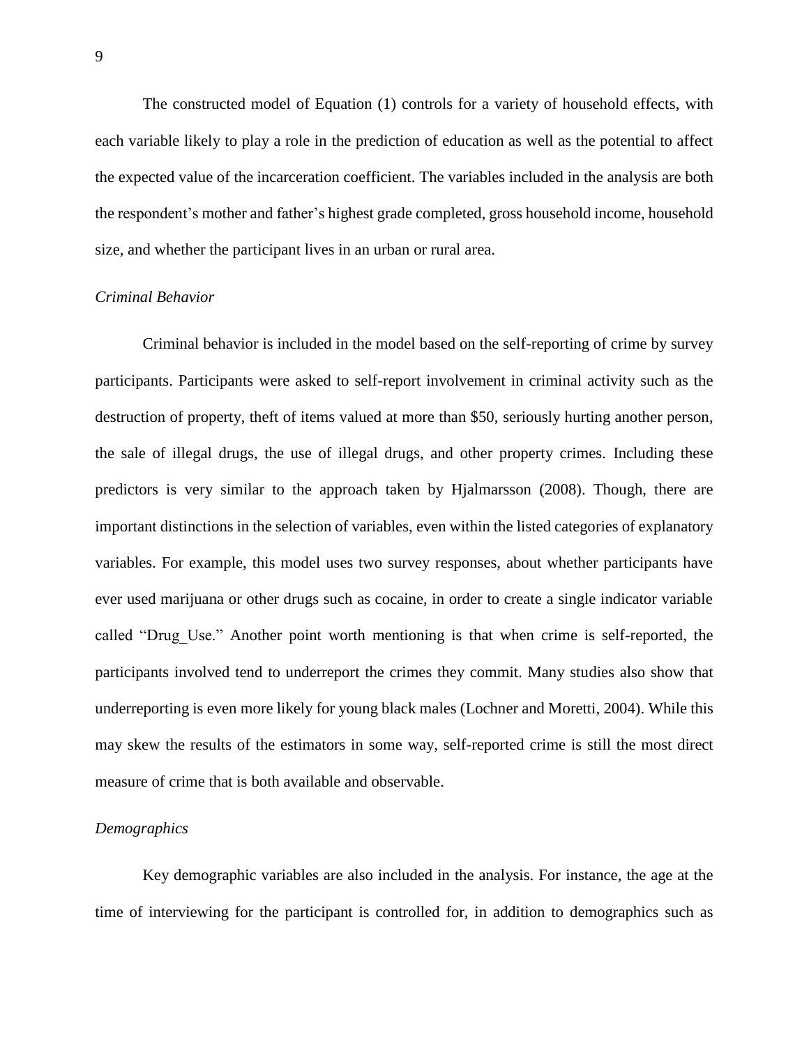The constructed model of Equation (1) controls for a variety of household effects, with each variable likely to play a role in the prediction of education as well as the potential to affect the expected value of the incarceration coefficient. The variables included in the analysis are both the respondent's mother and father's highest grade completed, gross household income, household size, and whether the participant lives in an urban or rural area.

*Criminal Behavior*

Criminal behavior is included in the model based on the self-reporting of crime by survey participants. Participants were asked to self-report involvement in criminal activity such as the destruction of property, theft of items valued at more than $50, seriously hurting another person, the sale of illegal drugs, the use of illegal drugs, and other property crimes. Including these predictors is very similar to the approach taken by Hjalmarsson (2008). Though, there are important distinctions in the selection of variables, even within the listed categories of explanatory variables. For example, this model uses two survey responses, about whether participants have ever used marijuana or other drugs such as cocaine, in order to create a single indicator variable called "Drug_Use." Another point worth mentioning is that when crime is self-reported, the participants involved tend to underreport the crimes they commit. Many studies also show that underreporting is even more likely for young black males (Lochner and Moretti, 2004). While this may skew the results of the estimators in some way, self-reported crime is still the most direct measure of crime that is both available and observable.

*Demographics*

Key demographic variables are also included in the analysis. For instance, the age at the time of interviewing for the participant is controlled for, in addition to demographics such as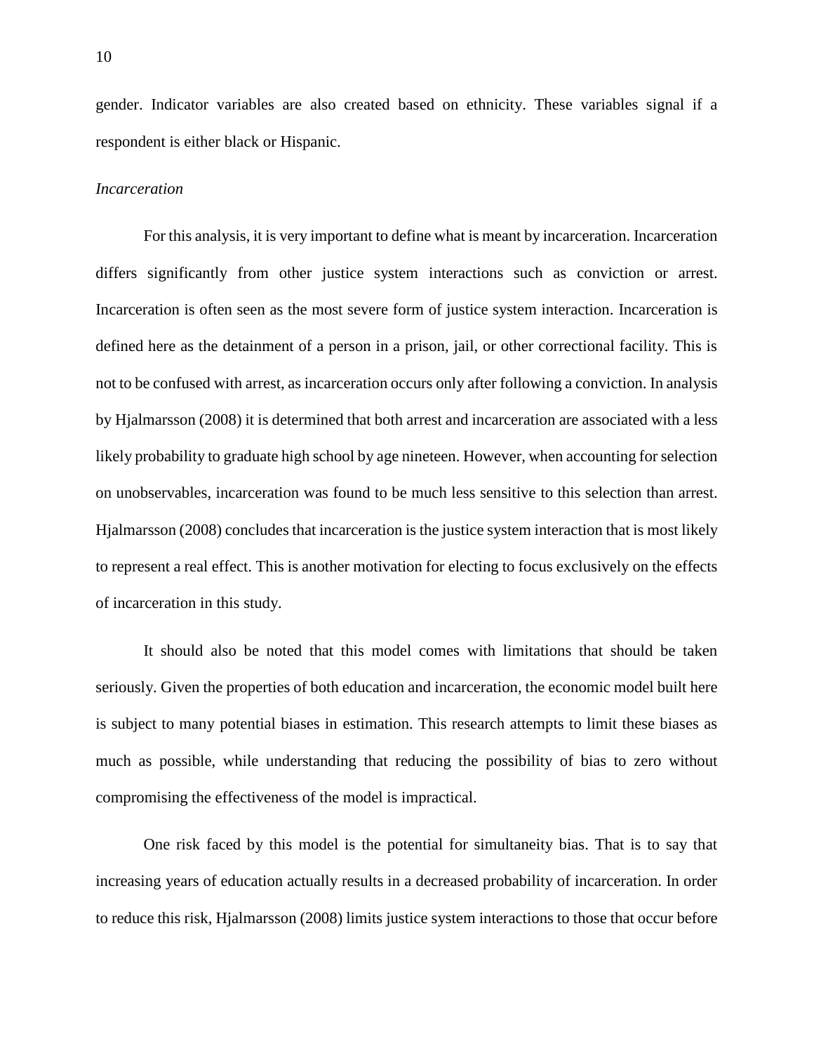gender. Indicator variables are also created based on ethnicity. These variables signal if a respondent is either black or Hispanic.

*Incarceration*

For this analysis, it is very important to define what is meant by incarceration. Incarceration differs significantly from other justice system interactions such as conviction or arrest. Incarceration is often seen as the most severe form of justice system interaction. Incarceration is defined here as the detainment of a person in a prison, jail, or other correctional facility. This is not to be confused with arrest, as incarceration occurs only after following a conviction. In analysis by Hjalmarsson (2008) it is determined that both arrest and incarceration are associated with a less likely probability to graduate high school by age nineteen. However, when accounting for selection on unobservables, incarceration was found to be much less sensitive to this selection than arrest. Hjalmarsson (2008) concludes that incarceration is the justice system interaction that is most likely to represent a real effect. This is another motivation for electing to focus exclusively on the effects of incarceration in this study.

It should also be noted that this model comes with limitations that should be taken seriously. Given the properties of both education and incarceration, the economic model built here is subject to many potential biases in estimation. This research attempts to limit these biases as much as possible, while understanding that reducing the possibility of bias to zero without compromising the effectiveness of the model is impractical.

One risk faced by this model is the potential for simultaneity bias. That is to say that increasing years of education actually results in a decreased probability of incarceration. In order to reduce this risk, Hjalmarsson (2008) limits justice system interactions to those that occur before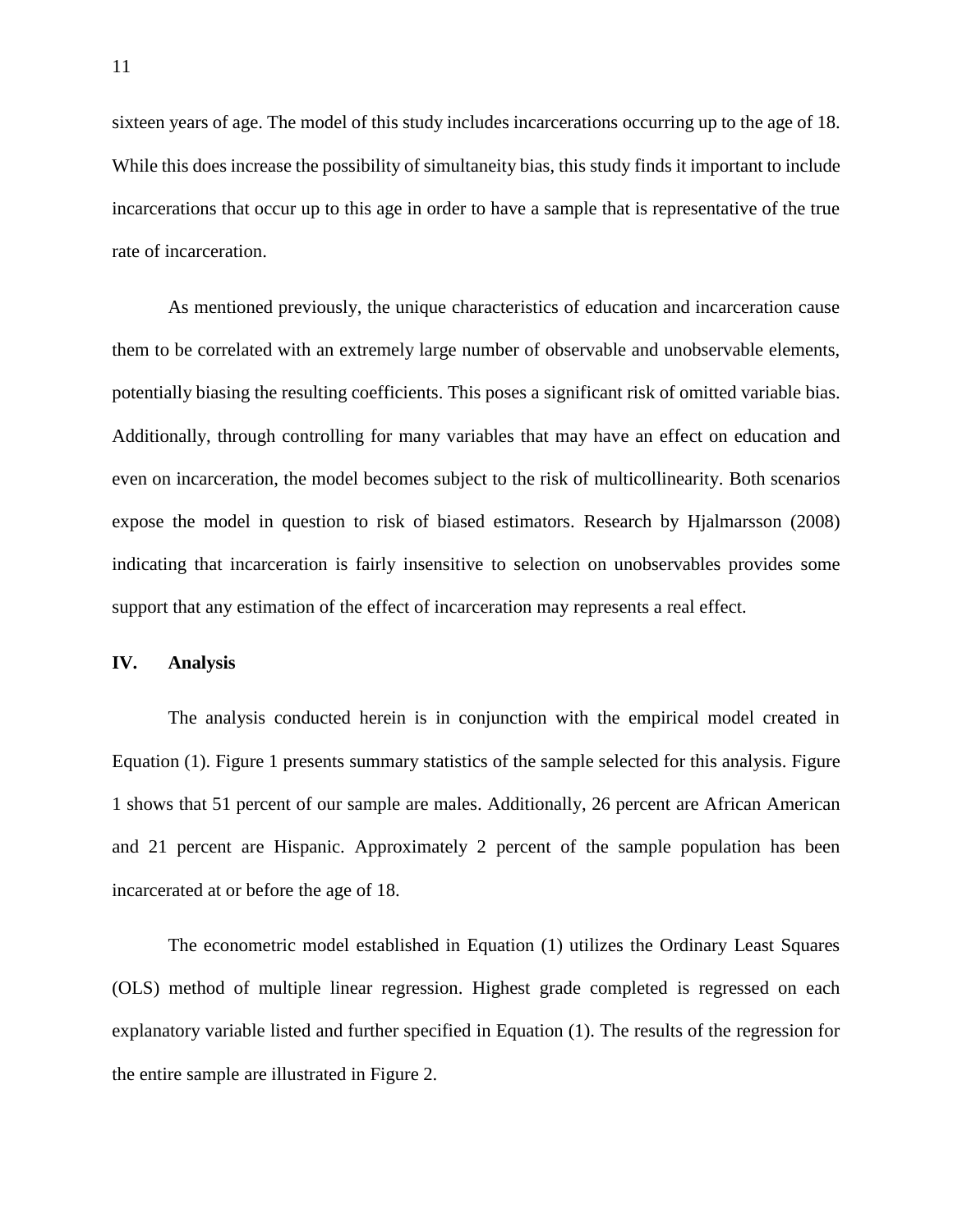sixteen years of age. The model of this study includes incarcerations occurring up to the age of 18. While this does increase the possibility of simultaneity bias, this study finds it important to include incarcerations that occur up to this age in order to have a sample that is representative of the true rate of incarceration.

As mentioned previously, the unique characteristics of education and incarceration cause them to be correlated with an extremely large number of observable and unobservable elements, potentially biasing the resulting coefficients. This poses a significant risk of omitted variable bias. Additionally, through controlling for many variables that may have an effect on education and even on incarceration, the model becomes subject to the risk of multicollinearity. Both scenarios expose the model in question to risk of biased estimators. Research by Hjalmarsson (2008) indicating that incarceration is fairly insensitive to selection on unobservables provides some support that any estimation of the effect of incarceration may represents a real effect.

## IV. Analysis

The analysis conducted herein is in conjunction with the empirical model created in Equation (1). Figure 1 presents summary statistics of the sample selected for this analysis. Figure 1 shows that 51 percent of our sample are males. Additionally, 26 percent are African American and 21 percent are Hispanic. Approximately 2 percent of the sample population has been incarcerated at or before the age of 18.

The econometric model established in Equation (1) utilizes the Ordinary Least Squares (OLS) method of multiple linear regression. Highest grade completed is regressed on each explanatory variable listed and further specified in Equation (1). The results of the regression for the entire sample are illustrated in Figure 2.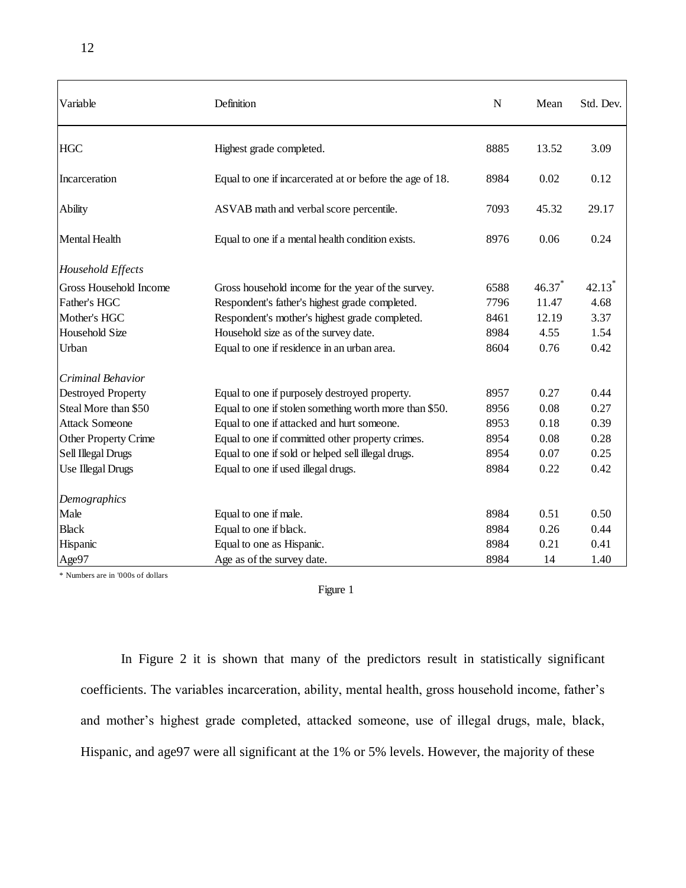| Variable | Definition | N | Mean | Std. Dev. |
|---|---|---|---|---|
| HGC | Highest grade completed. | 8885 | 13.52 | 3.09 |
| Incarceration | Equal to one if incarcerated at or before the age of 18. | 8984 | 0.02 | 0.12 |
| Ability | ASVAB math and verbal score percentile. | 7093 | 45.32 | 29.17 |
| Mental Health | Equal to one if a mental health condition exists. | 8976 | 0.06 | 0.24 |
| *Household Effects* | | | | |
| Gross Household Income | Gross household income for the year of the survey. | 6588 | 46.37* | 42.13* |
| Father's HGC | Respondent's father's highest grade completed. | 7796 | 11.47 | 4.68 |
| Mother's HGC | Respondent's mother's highest grade completed. | 8461 | 12.19 | 3.37 |
| Household Size | Household size as of the survey date. | 8984 | 4.55 | 1.54 |
| Urban | Equal to one if residence in an urban area. | 8604 | 0.76 | 0.42 |
| *Criminal Behavior* | | | | |
| Destroyed Property | Equal to one if purposely destroyed property. | 8957 | 0.27 | 0.44 |
| Steal More than $50 | Equal to one if stolen something worth more than $50. | 8956 | 0.08 | 0.27 |
| Attack Someone | Equal to one if attacked and hurt someone. | 8953 | 0.18 | 0.39 |
| Other Property Crime | Equal to one if committed other property crimes. | 8954 | 0.08 | 0.28 |
| Sell Illegal Drugs | Equal to one if sold or helped sell illegal drugs. | 8954 | 0.07 | 0.25 |
| Use Illegal Drugs | Equal to one if used illegal drugs. | 8984 | 0.22 | 0.42 |
| *Demographics* | | | | |
| Male | Equal to one if male. | 8984 | 0.51 | 0.50 |
| Black | Equal to one if black. | 8984 | 0.26 | 0.44 |
| Hispanic | Equal to one as Hispanic. | 8984 | 0.21 | 0.41 |
| Age97 | Age as of the survey date. | 8984 | 14 | 1.40 |

\* Numbers are in '000s of dollars

Figure 1

In Figure 2 it is shown that many of the predictors result in statistically significant coefficients. The variables incarceration, ability, mental health, gross household income, father's and mother's highest grade completed, attacked someone, use of illegal drugs, male, black, Hispanic, and age97 were all significant at the 1% or 5% levels. However, the majority of these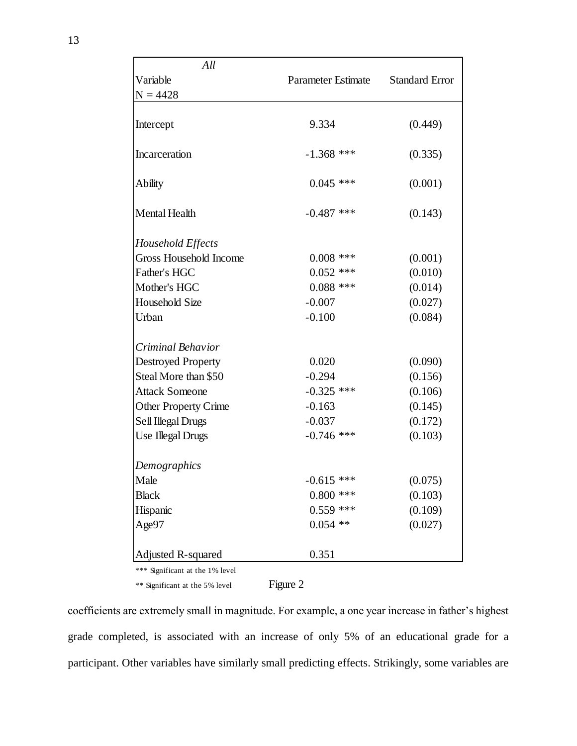| *All*<br>Variable<br>N = 4428 | Parameter Estimate | Standard Error |
|---|---|---|
| Intercept | 9.334 | (0.449) |
| Incarceration | -1.368 *** | (0.335) |
| Ability | 0.045 *** | (0.001) |
| Mental Health | -0.487 *** | (0.143) |
| *Household Effects* | | |
| Gross Household Income | 0.008 *** | (0.001) |
| Father's HGC | 0.052 *** | (0.010) |
| Mother's HGC | 0.088 *** | (0.014) |
| Household Size | -0.007 | (0.027) |
| Urban | -0.100 | (0.084) |
| *Criminal Behavior* | | |
| Destroyed Property | 0.020 | (0.090) |
| Steal More than $50 | -0.294 | (0.156) |
| Attack Someone | -0.325 *** | (0.106) |
| Other Property Crime | -0.163 | (0.145) |
| Sell Illegal Drugs | -0.037 | (0.172) |
| Use Illegal Drugs | -0.746 *** | (0.103) |
| *Demographics* | | |
| Male | -0.615 *** | (0.075) |
| Black | 0.800 *** | (0.103) |
| Hispanic | 0.559 *** | (0.109) |
| Age97 | 0.054 ** | (0.027) |
| Adjusted R-squared | 0.351 | |

*** Significant at the 1% level

** Significant at the 5% level

Figure 2

coefficients are extremely small in magnitude. For example, a one year increase in father's highest grade completed, is associated with an increase of only 5% of an educational grade for a participant. Other variables have similarly small predicting effects. Strikingly, some variables are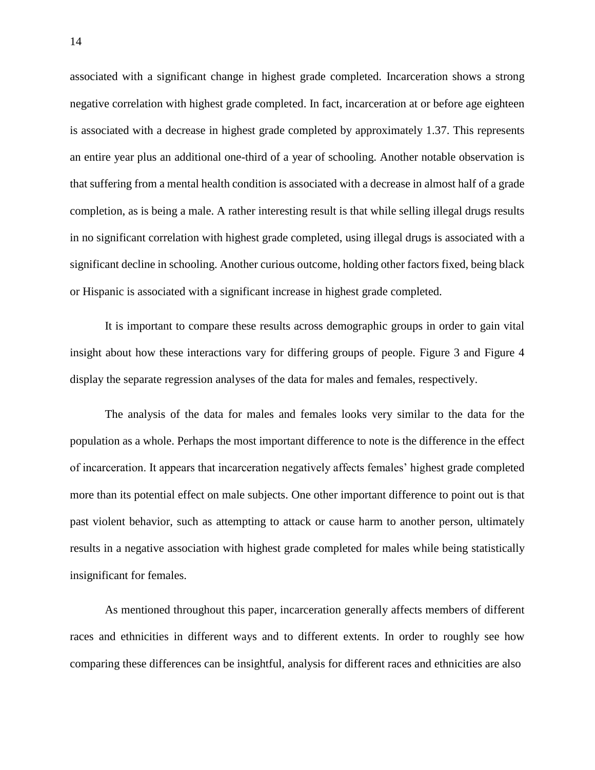associated with a significant change in highest grade completed. Incarceration shows a strong negative correlation with highest grade completed. In fact, incarceration at or before age eighteen is associated with a decrease in highest grade completed by approximately 1.37. This represents an entire year plus an additional one-third of a year of schooling. Another notable observation is that suffering from a mental health condition is associated with a decrease in almost half of a grade completion, as is being a male. A rather interesting result is that while selling illegal drugs results in no significant correlation with highest grade completed, using illegal drugs is associated with a significant decline in schooling. Another curious outcome, holding other factors fixed, being black or Hispanic is associated with a significant increase in highest grade completed.

It is important to compare these results across demographic groups in order to gain vital insight about how these interactions vary for differing groups of people. Figure 3 and Figure 4 display the separate regression analyses of the data for males and females, respectively.

The analysis of the data for males and females looks very similar to the data for the population as a whole. Perhaps the most important difference to note is the difference in the effect of incarceration. It appears that incarceration negatively affects females' highest grade completed more than its potential effect on male subjects. One other important difference to point out is that past violent behavior, such as attempting to attack or cause harm to another person, ultimately results in a negative association with highest grade completed for males while being statistically insignificant for females.

As mentioned throughout this paper, incarceration generally affects members of different races and ethnicities in different ways and to different extents. In order to roughly see how comparing these differences can be insightful, analysis for different races and ethnicities are also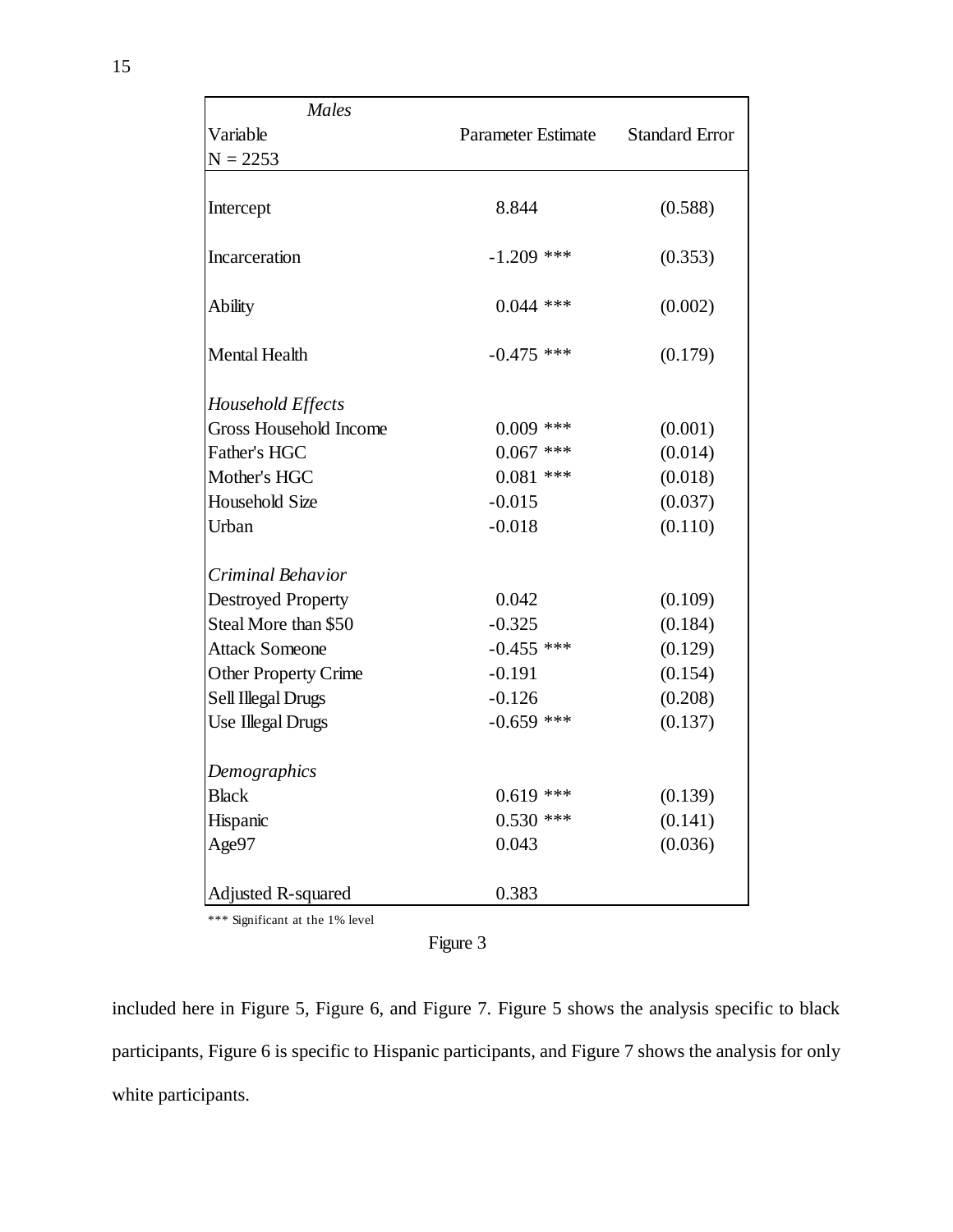| *Males* Variable N = 2253 | Parameter Estimate | Standard Error |
|---|---|---|
| Intercept | 8.844 | (0.588) |
| Incarceration | -1.209 *** | (0.353) |
| Ability | 0.044 *** | (0.002) |
| Mental Health | -0.475 *** | (0.179) |
| *Household Effects* | | |
| Gross Household Income | 0.009 *** | (0.001) |
| Father's HGC | 0.067 *** | (0.014) |
| Mother's HGC | 0.081 *** | (0.018) |
| Household Size | -0.015 | (0.037) |
| Urban | -0.018 | (0.110) |
| *Criminal Behavior* | | |
| Destroyed Property | 0.042 | (0.109) |
| Steal More than $50 | -0.325 | (0.184) |
| Attack Someone | -0.455 *** | (0.129) |
| Other Property Crime | -0.191 | (0.154) |
| Sell Illegal Drugs | -0.126 | (0.208) |
| Use Illegal Drugs | -0.659 *** | (0.137) |
| *Demographics* | | |
| Black | 0.619 *** | (0.139) |
| Hispanic | 0.530 *** | (0.141) |
| Age97 | 0.043 | (0.036) |
| Adjusted R-squared | 0.383 | |

*** Significant at the 1% level

Figure 3

included here in Figure 5, Figure 6, and Figure 7. Figure 5 shows the analysis specific to black participants, Figure 6 is specific to Hispanic participants, and Figure 7 shows the analysis for only white participants.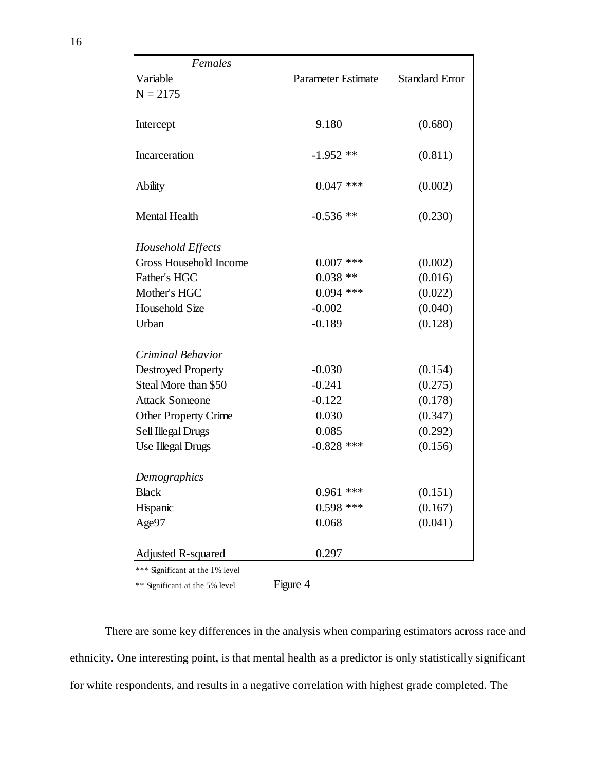| *Females*<br>Variable<br>N = 2175 | Parameter Estimate | Standard Error |
|---|---|---|
| Intercept | 9.180 | (0.680) |
| Incarceration | -1.952 ** | (0.811) |
| Ability | 0.047 *** | (0.002) |
| Mental Health | -0.536 ** | (0.230) |
| *Household Effects* | | |
| Gross Household Income | 0.007 *** | (0.002) |
| Father's HGC | 0.038 ** | (0.016) |
| Mother's HGC | 0.094 *** | (0.022) |
| Household Size | -0.002 | (0.040) |
| Urban | -0.189 | (0.128) |
| *Criminal Behavior* | | |
| Destroyed Property | -0.030 | (0.154) |
| Steal More than $50 | -0.241 | (0.275) |
| Attack Someone | -0.122 | (0.178) |
| Other Property Crime | 0.030 | (0.347) |
| Sell Illegal Drugs | 0.085 | (0.292) |
| Use Illegal Drugs | -0.828 *** | (0.156) |
| *Demographics* | | |
| Black | 0.961 *** | (0.151) |
| Hispanic | 0.598 *** | (0.167) |
| Age97 | 0.068 | (0.041) |
| Adjusted R-squared | 0.297 | |

*** Significant at the 1% level

** Significant at the 5% level

Figure 4

There are some key differences in the analysis when comparing estimators across race and ethnicity. One interesting point, is that mental health as a predictor is only statistically significant for white respondents, and results in a negative correlation with highest grade completed. The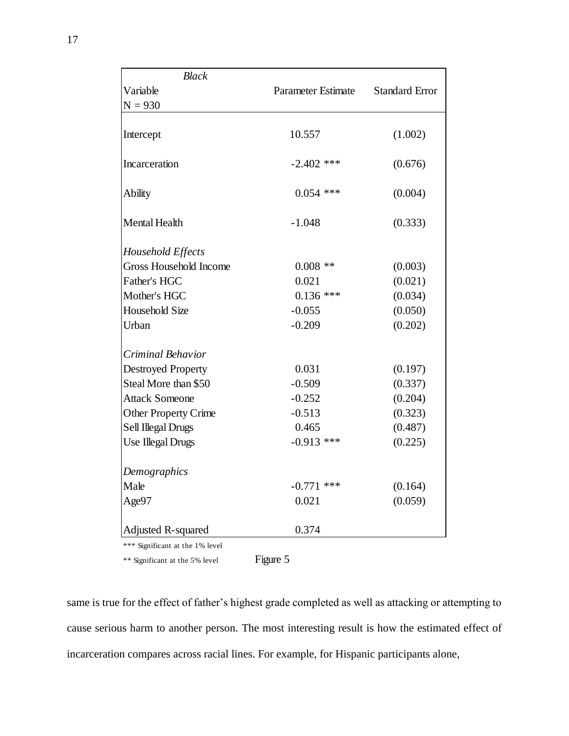| *Black* Variable N = 930 | Parameter Estimate | Standard Error |
|---|---|---|
| Intercept | 10.557 | (1.002) |
| Incarceration | -2.402 *** | (0.676) |
| Ability | 0.054 *** | (0.004) |
| Mental Health | -1.048 | (0.333) |
| *Household Effects* | | |
| Gross Household Income | 0.008 ** | (0.003) |
| Father's HGC | 0.021 | (0.021) |
| Mother's HGC | 0.136 *** | (0.034) |
| Household Size | -0.055 | (0.050) |
| Urban | -0.209 | (0.202) |
| *Criminal Behavior* | | |
| Destroyed Property | 0.031 | (0.197) |
| Steal More than $50 | -0.509 | (0.337) |
| Attack Someone | -0.252 | (0.204) |
| Other Property Crime | -0.513 | (0.323) |
| Sell Illegal Drugs | 0.465 | (0.487) |
| Use Illegal Drugs | -0.913 *** | (0.225) |
| *Demographics* | | |
| Male | -0.771 *** | (0.164) |
| Age97 | 0.021 | (0.059) |
| Adjusted R-squared | 0.374 | |

*** Significant at the 1% level

** Significant at the 5% level

Figure 5

same is true for the effect of father's highest grade completed as well as attacking or attempting to cause serious harm to another person. The most interesting result is how the estimated effect of incarceration compares across racial lines. For example, for Hispanic participants alone,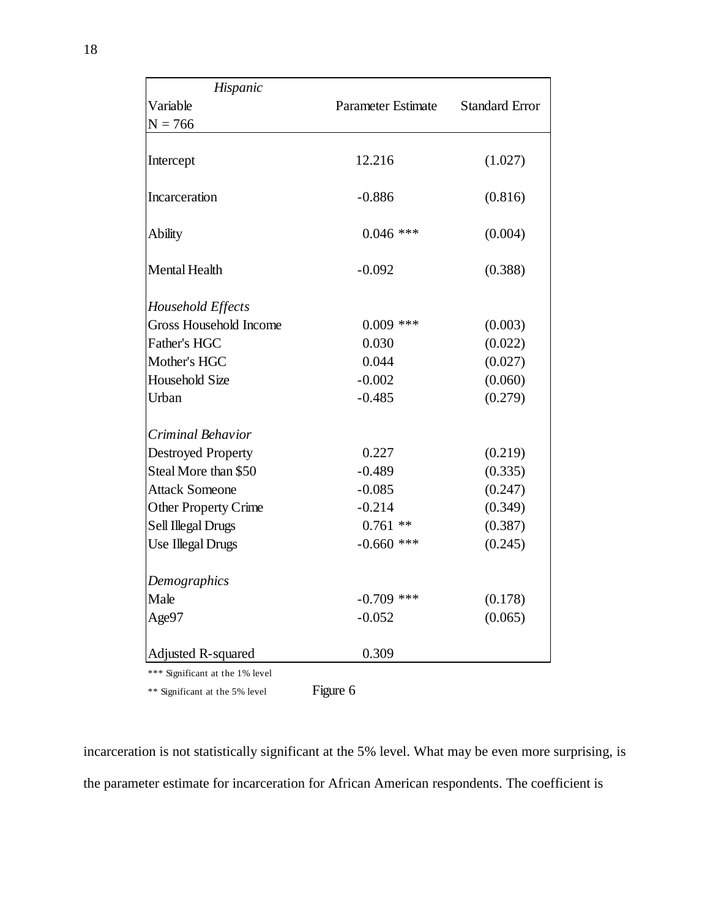| *Hispanic*<br>Variable<br>N = 766 | Parameter Estimate | Standard Error |
|---|---|---|
| Intercept | 12.216 | (1.027) |
| Incarceration | -0.886 | (0.816) |
| Ability | 0.046 *** | (0.004) |
| Mental Health | -0.092 | (0.388) |
| *Household Effects* | | |
| Gross Household Income | 0.009 *** | (0.003) |
| Father's HGC | 0.030 | (0.022) |
| Mother's HGC | 0.044 | (0.027) |
| Household Size | -0.002 | (0.060) |
| Urban | -0.485 | (0.279) |
| *Criminal Behavior* | | |
| Destroyed Property | 0.227 | (0.219) |
| Steal More than $50 | -0.489 | (0.335) |
| Attack Someone | -0.085 | (0.247) |
| Other Property Crime | -0.214 | (0.349) |
| Sell Illegal Drugs | 0.761 ** | (0.387) |
| Use Illegal Drugs | -0.660 *** | (0.245) |
| *Demographics* | | |
| Male | -0.709 *** | (0.178) |
| Age97 | -0.052 | (0.065) |
| Adjusted R-squared | 0.309 | |

*** Significant at the 1% level

** Significant at the 5% level

Figure 6

incarceration is not statistically significant at the 5% level. What may be even more surprising, is the parameter estimate for incarceration for African American respondents. The coefficient is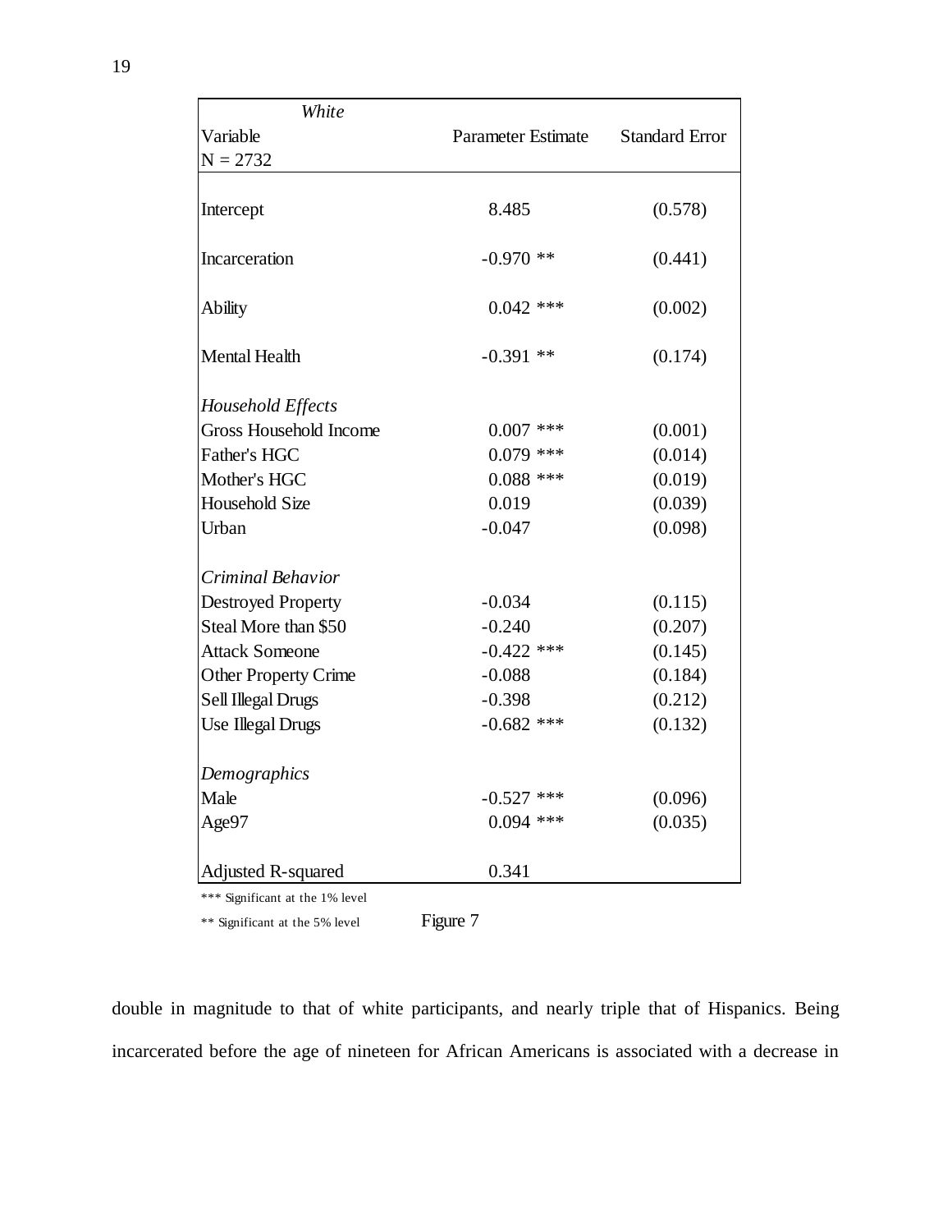| *White*<br>Variable<br>N = 2732 | Parameter Estimate | Standard Error |
|---|---|---|
| Intercept | 8.485 | (0.578) |
| Incarceration | -0.970 ** | (0.441) |
| Ability | 0.042 *** | (0.002) |
| Mental Health | -0.391 ** | (0.174) |
| *Household Effects* | | |
| Gross Household Income | 0.007 *** | (0.001) |
| Father's HGC | 0.079 *** | (0.014) |
| Mother's HGC | 0.088 *** | (0.019) |
| Household Size | 0.019 | (0.039) |
| Urban | -0.047 | (0.098) |
| *Criminal Behavior* | | |
| Destroyed Property | -0.034 | (0.115) |
| Steal More than $50 | -0.240 | (0.207) |
| Attack Someone | -0.422 *** | (0.145) |
| Other Property Crime | -0.088 | (0.184) |
| Sell Illegal Drugs | -0.398 | (0.212) |
| Use Illegal Drugs | -0.682 *** | (0.132) |
| *Demographics* | | |
| Male | -0.527 *** | (0.096) |
| Age97 | 0.094 *** | (0.035) |
| Adjusted R-squared | 0.341 | |

*** Significant at the 1% level

** Significant at the 5% level

Figure 7

double in magnitude to that of white participants, and nearly triple that of Hispanics. Being incarcerated before the age of nineteen for African Americans is associated with a decrease in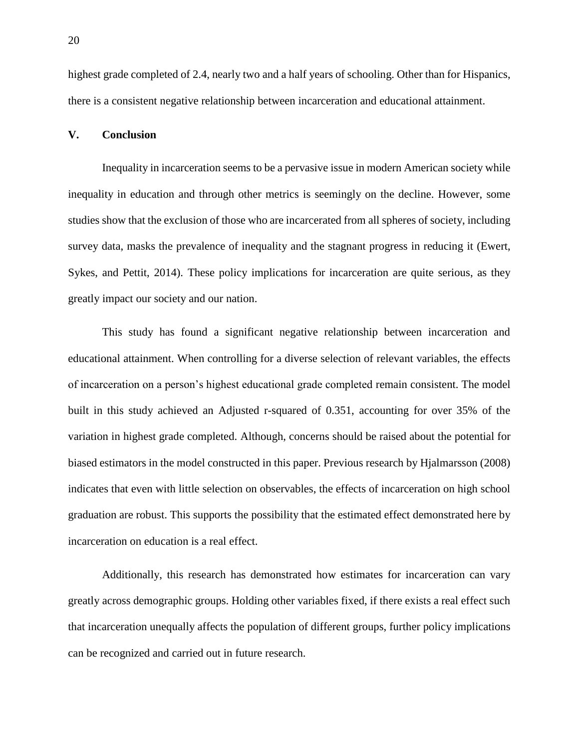highest grade completed of 2.4, nearly two and a half years of schooling. Other than for Hispanics, there is a consistent negative relationship between incarceration and educational attainment.

## V. Conclusion

Inequality in incarceration seems to be a pervasive issue in modern American society while inequality in education and through other metrics is seemingly on the decline. However, some studies show that the exclusion of those who are incarcerated from all spheres of society, including survey data, masks the prevalence of inequality and the stagnant progress in reducing it (Ewert, Sykes, and Pettit, 2014). These policy implications for incarceration are quite serious, as they greatly impact our society and our nation.

This study has found a significant negative relationship between incarceration and educational attainment. When controlling for a diverse selection of relevant variables, the effects of incarceration on a person's highest educational grade completed remain consistent. The model built in this study achieved an Adjusted r-squared of 0.351, accounting for over 35% of the variation in highest grade completed. Although, concerns should be raised about the potential for biased estimators in the model constructed in this paper. Previous research by Hjalmarsson (2008) indicates that even with little selection on observables, the effects of incarceration on high school graduation are robust. This supports the possibility that the estimated effect demonstrated here by incarceration on education is a real effect.

Additionally, this research has demonstrated how estimates for incarceration can vary greatly across demographic groups. Holding other variables fixed, if there exists a real effect such that incarceration unequally affects the population of different groups, further policy implications can be recognized and carried out in future research.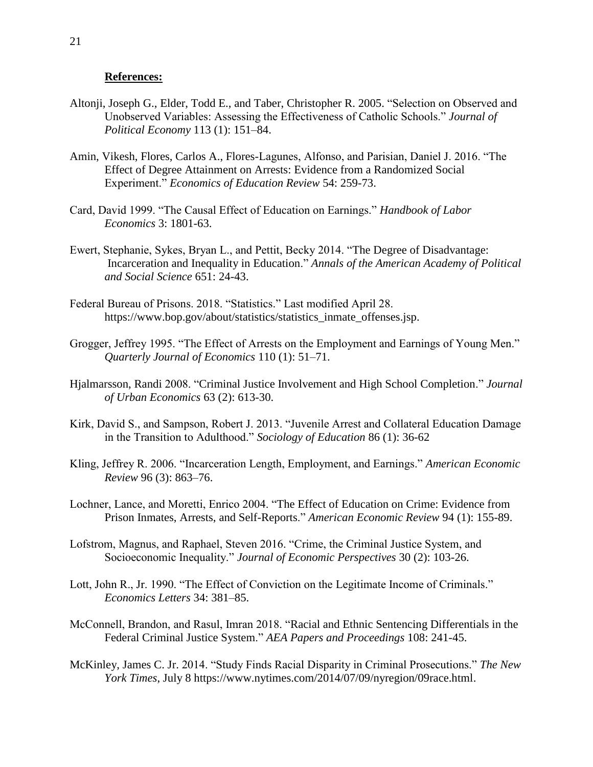**References:**

Altonji, Joseph G., Elder, Todd E., and Taber, Christopher R. 2005. "Selection on Observed and Unobserved Variables: Assessing the Effectiveness of Catholic Schools." *Journal of Political Economy* 113 (1): 151–84.

Amin, Vikesh, Flores, Carlos A., Flores-Lagunes, Alfonso, and Parisian, Daniel J. 2016. "The Effect of Degree Attainment on Arrests: Evidence from a Randomized Social Experiment." *Economics of Education Review* 54: 259-73.

Card, David 1999. "The Causal Effect of Education on Earnings." *Handbook of Labor Economics* 3: 1801-63.

Ewert, Stephanie, Sykes, Bryan L., and Pettit, Becky 2014. "The Degree of Disadvantage: Incarceration and Inequality in Education." *Annals of the American Academy of Political and Social Science* 651: 24-43.

Federal Bureau of Prisons. 2018. "Statistics." Last modified April 28. https://www.bop.gov/about/statistics/statistics_inmate_offenses.jsp.

Grogger, Jeffrey 1995. "The Effect of Arrests on the Employment and Earnings of Young Men." *Quarterly Journal of Economics* 110 (1): 51–71.

Hjalmarsson, Randi 2008. "Criminal Justice Involvement and High School Completion." *Journal of Urban Economics* 63 (2): 613-30.

Kirk, David S., and Sampson, Robert J. 2013. "Juvenile Arrest and Collateral Education Damage in the Transition to Adulthood." *Sociology of Education* 86 (1): 36-62

Kling, Jeffrey R. 2006. "Incarceration Length, Employment, and Earnings." *American Economic Review* 96 (3): 863–76.

Lochner, Lance, and Moretti, Enrico 2004. "The Effect of Education on Crime: Evidence from Prison Inmates, Arrests, and Self-Reports." *American Economic Review* 94 (1): 155-89.

Lofstrom, Magnus, and Raphael, Steven 2016. "Crime, the Criminal Justice System, and Socioeconomic Inequality." *Journal of Economic Perspectives* 30 (2): 103-26.

Lott, John R., Jr. 1990. "The Effect of Conviction on the Legitimate Income of Criminals." *Economics Letters* 34: 381–85.

McConnell, Brandon, and Rasul, Imran 2018. "Racial and Ethnic Sentencing Differentials in the Federal Criminal Justice System." *AEA Papers and Proceedings* 108: 241-45.

McKinley, James C. Jr. 2014. "Study Finds Racial Disparity in Criminal Prosecutions." *The New York Times*, July 8 https://www.nytimes.com/2014/07/09/nyregion/09race.html.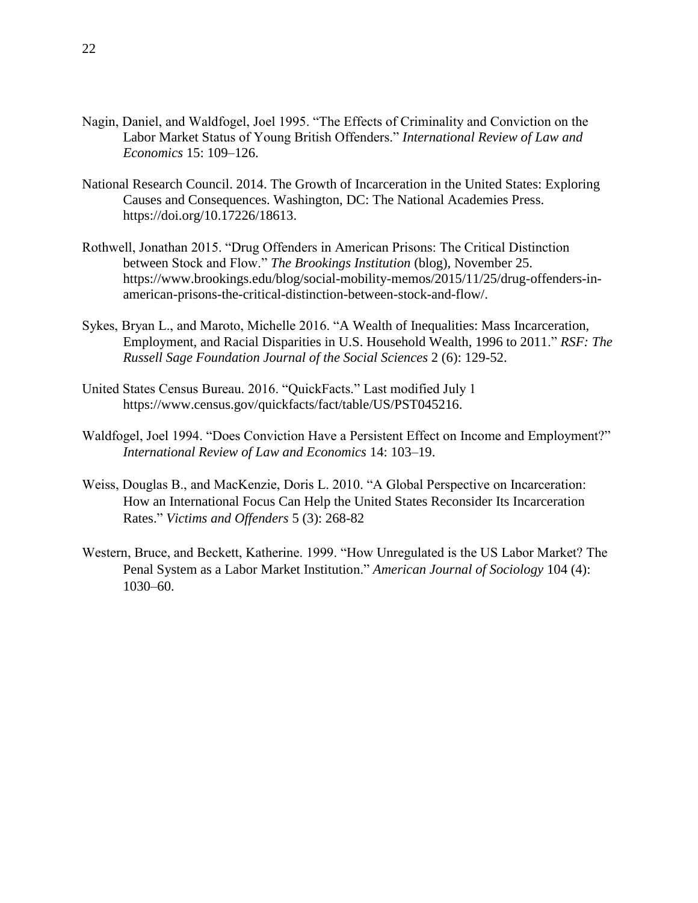Nagin, Daniel, and Waldfogel, Joel 1995. “The Effects of Criminality and Conviction on the Labor Market Status of Young British Offenders.” *International Review of Law and Economics* 15: 109–126.

National Research Council. 2014. The Growth of Incarceration in the United States: Exploring Causes and Consequences. Washington, DC: The National Academies Press. https://doi.org/10.17226/18613.

Rothwell, Jonathan 2015. “Drug Offenders in American Prisons: The Critical Distinction between Stock and Flow.” *The Brookings Institution* (blog), November 25. https://www.brookings.edu/blog/social-mobility-memos/2015/11/25/drug-offenders-in-american-prisons-the-critical-distinction-between-stock-and-flow/.

Sykes, Bryan L., and Maroto, Michelle 2016. “A Wealth of Inequalities: Mass Incarceration, Employment, and Racial Disparities in U.S. Household Wealth, 1996 to 2011.” *RSF: The Russell Sage Foundation Journal of the Social Sciences* 2 (6): 129-52.

United States Census Bureau. 2016. “QuickFacts.” Last modified July 1 https://www.census.gov/quickfacts/fact/table/US/PST045216.

Waldfogel, Joel 1994. “Does Conviction Have a Persistent Effect on Income and Employment?” *International Review of Law and Economics* 14: 103–19.

Weiss, Douglas B., and MacKenzie, Doris L. 2010. “A Global Perspective on Incarceration: How an International Focus Can Help the United States Reconsider Its Incarceration Rates.” *Victims and Offenders* 5 (3): 268-82

Western, Bruce, and Beckett, Katherine. 1999. “How Unregulated is the US Labor Market? The Penal System as a Labor Market Institution.” *American Journal of Sociology* 104 (4): 1030–60.